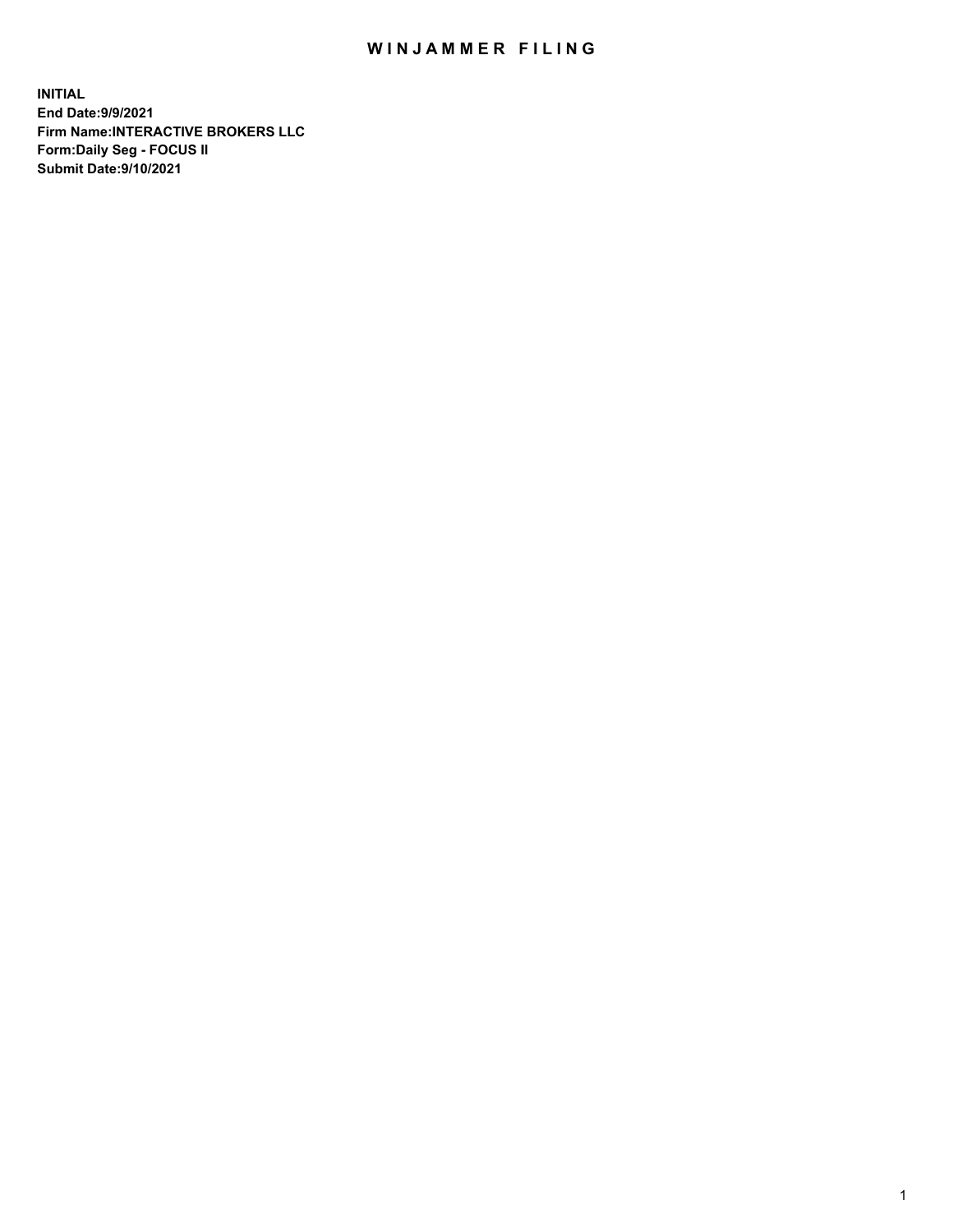# WINJAMMER FILING

**INITIAL**
**End Date:9/9/2021**
**Firm Name:INTERACTIVE BROKERS LLC**
**Form:Daily Seg - FOCUS II**
**Submit Date:9/10/2021**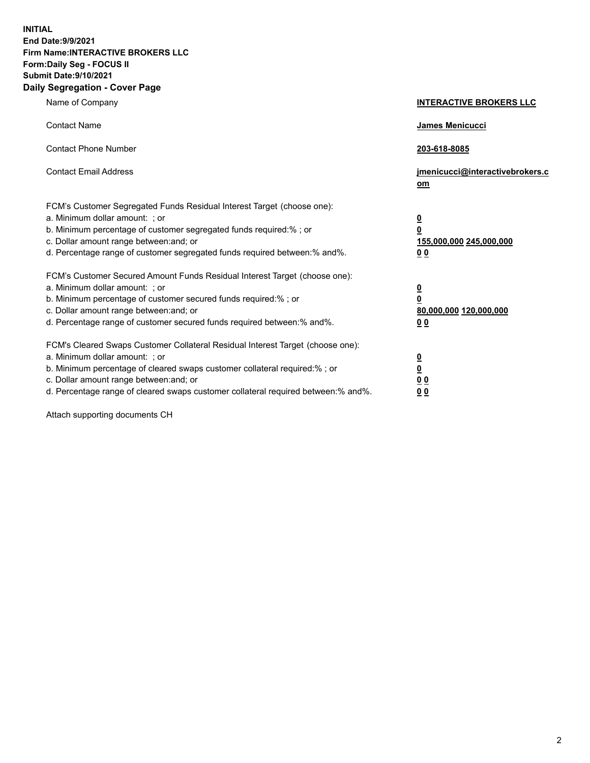**INITIAL**
**End Date:9/9/2021**
**Firm Name:INTERACTIVE BROKERS LLC**
**Form:Daily Seg - FOCUS II**
**Submit Date:9/10/2021**

## Daily Segregation - Cover Page

| | |
|---|---|
| Name of Company | **INTERACTIVE BROKERS LLC** |
| Contact Name | **James Menicucci** |
| Contact Phone Number | **203-618-8085** |
| Contact Email Address | **jmenicucci@interactivebrokers.com** |
| FCM's Customer Segregated Funds Residual Interest Target (choose one): | |
| a. Minimum dollar amount: ; or | **0** |
| b. Minimum percentage of customer segregated funds required:% ; or | **0** |
| c. Dollar amount range between:and; or | **155,000,000 245,000,000** |
| d. Percentage range of customer segregated funds required between:% and%. | **0 0** |
| FCM's Customer Secured Amount Funds Residual Interest Target (choose one): | |
| a. Minimum dollar amount: ; or | **0** |
| b. Minimum percentage of customer secured funds required:% ; or | **0** |
| c. Dollar amount range between:and; or | **80,000,000 120,000,000** |
| d. Percentage range of customer secured funds required between:% and%. | **0 0** |
| FCM's Cleared Swaps Customer Collateral Residual Interest Target (choose one): | |
| a. Minimum dollar amount: ; or | **0** |
| b. Minimum percentage of cleared swaps customer collateral required:% ; or | **0** |
| c. Dollar amount range between:and; or | **0 0** |
| d. Percentage range of cleared swaps customer collateral required between:% and%. | **0 0** |

Attach supporting documents CH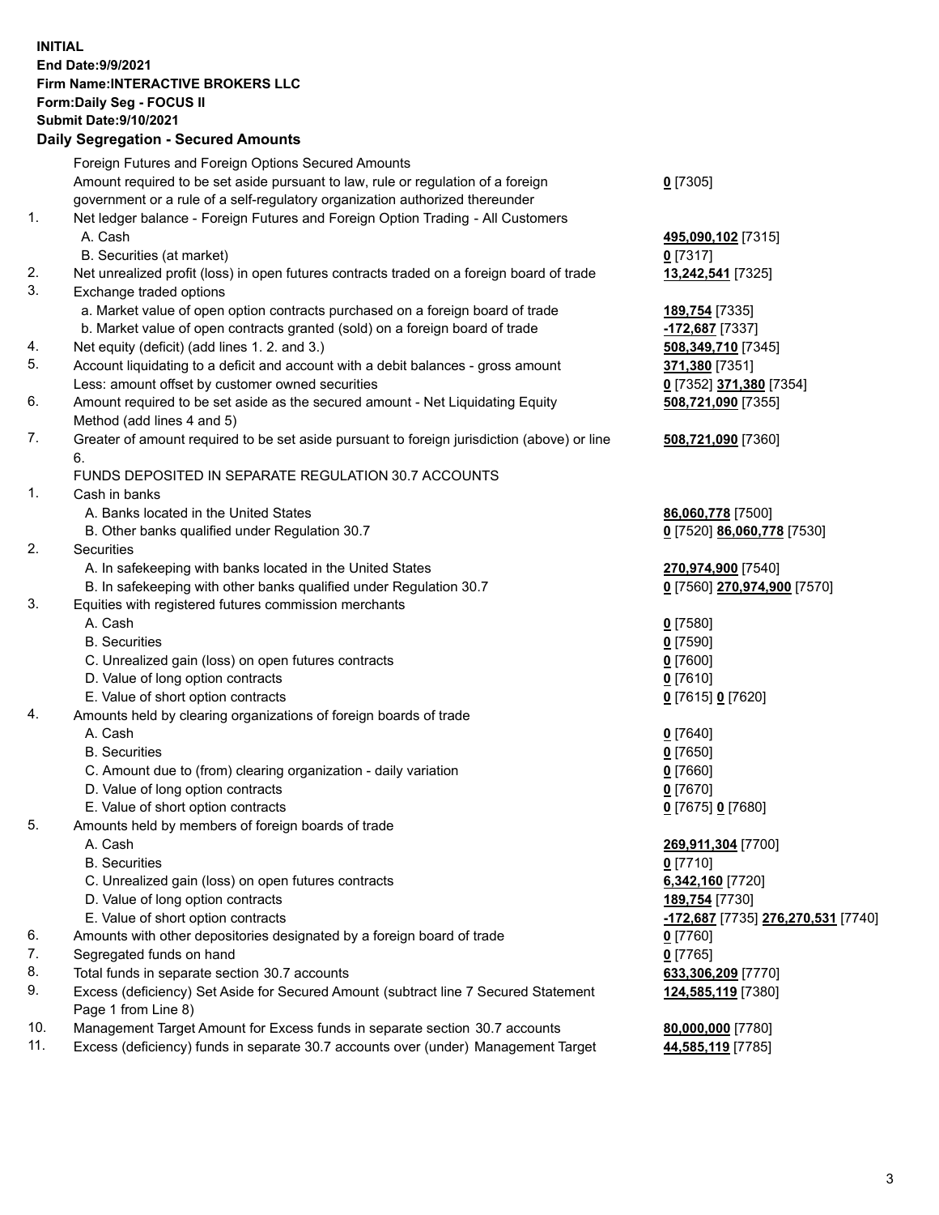**INITIAL**
**End Date:9/9/2021**
**Firm Name:INTERACTIVE BROKERS LLC**
**Form:Daily Seg - FOCUS II**
**Submit Date:9/10/2021**

**Daily Segregation - Secured Amounts**

| | | |
|---|---|---|
| | Foreign Futures and Foreign Options Secured Amounts | |
| | Amount required to be set aside pursuant to law, rule or regulation of a foreign government or a rule of a self-regulatory organization authorized thereunder | **0** [7305] |
| 1. | Net ledger balance - Foreign Futures and Foreign Option Trading - All Customers | |
| | A. Cash | **495,090,102** [7315] |
| | B. Securities (at market) | **0** [7317] |
| 2. | Net unrealized profit (loss) in open futures contracts traded on a foreign board of trade | **13,242,541** [7325] |
| 3. | Exchange traded options | |
| | a. Market value of open option contracts purchased on a foreign board of trade | **189,754** [7335] |
| | b. Market value of open contracts granted (sold) on a foreign board of trade | **-172,687** [7337] |
| 4. | Net equity (deficit) (add lines 1. 2. and 3.) | **508,349,710** [7345] |
| 5. | Account liquidating to a deficit and account with a debit balances - gross amount | **371,380** [7351] |
| | Less: amount offset by customer owned securities | **0** [7352] **371,380** [7354] |
| 6. | Amount required to be set aside as the secured amount - Net Liquidating Equity Method (add lines 4 and 5) | **508,721,090** [7355] |
| 7. | Greater of amount required to be set aside pursuant to foreign jurisdiction (above) or line 6. | **508,721,090** [7360] |
| | FUNDS DEPOSITED IN SEPARATE REGULATION 30.7 ACCOUNTS | |
| 1. | Cash in banks | |
| | A. Banks located in the United States | **86,060,778** [7500] |
| | B. Other banks qualified under Regulation 30.7 | **0** [7520] **86,060,778** [7530] |
| 2. | Securities | |
| | A. In safekeeping with banks located in the United States | **270,974,900** [7540] |
| | B. In safekeeping with other banks qualified under Regulation 30.7 | **0** [7560] **270,974,900** [7570] |
| 3. | Equities with registered futures commission merchants | |
| | A. Cash | **0** [7580] |
| | B. Securities | **0** [7590] |
| | C. Unrealized gain (loss) on open futures contracts | **0** [7600] |
| | D. Value of long option contracts | **0** [7610] |
| | E. Value of short option contracts | **0** [7615] **0** [7620] |
| 4. | Amounts held by clearing organizations of foreign boards of trade | |
| | A. Cash | **0** [7640] |
| | B. Securities | **0** [7650] |
| | C. Amount due to (from) clearing organization - daily variation | **0** [7660] |
| | D. Value of long option contracts | **0** [7670] |
| | E. Value of short option contracts | **0** [7675] **0** [7680] |
| 5. | Amounts held by members of foreign boards of trade | |
| | A. Cash | **269,911,304** [7700] |
| | B. Securities | **0** [7710] |
| | C. Unrealized gain (loss) on open futures contracts | **6,342,160** [7720] |
| | D. Value of long option contracts | **189,754** [7730] |
| | E. Value of short option contracts | **-172,687** [7735] **276,270,531** [7740] |
| 6. | Amounts with other depositories designated by a foreign board of trade | **0** [7760] |
| 7. | Segregated funds on hand | **0** [7765] |
| 8. | Total funds in separate section 30.7 accounts | **633,306,209** [7770] |
| 9. | Excess (deficiency) Set Aside for Secured Amount (subtract line 7 Secured Statement Page 1 from Line 8) | **124,585,119** [7380] |
| 10. | Management Target Amount for Excess funds in separate section 30.7 accounts | **80,000,000** [7780] |
| 11. | Excess (deficiency) funds in separate 30.7 accounts over (under) Management Target | **44,585,119** [7785] |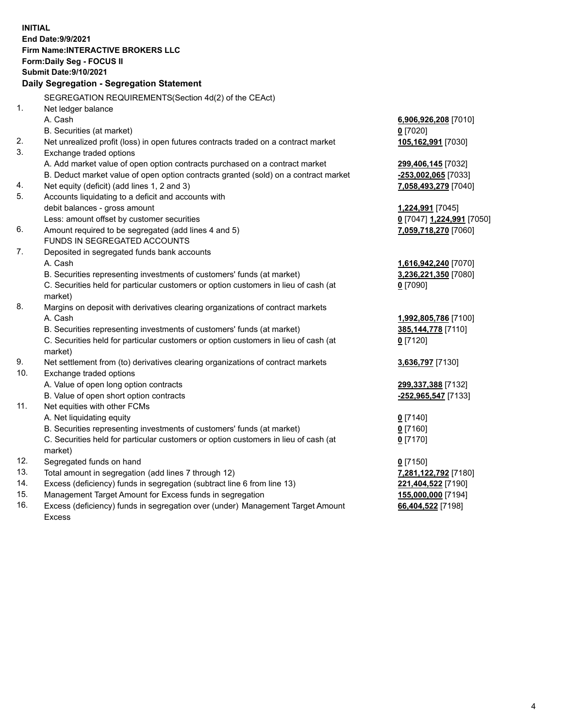**INITIAL**
**End Date:9/9/2021**
**Firm Name:INTERACTIVE BROKERS LLC**
**Form:Daily Seg - FOCUS II**
**Submit Date:9/10/2021**

## Daily Segregation - Segregation Statement

SEGREGATION REQUIREMENTS(Section 4d(2) of the CEAct)

| | | |
|---|---|---|
| 1. | Net ledger balance | |
| | A. Cash | **6,906,926,208** [7010] |
| | B. Securities (at market) | **0** [7020] |
| 2. | Net unrealized profit (loss) in open futures contracts traded on a contract market | **105,162,991** [7030] |
| 3. | Exchange traded options | |
| | A. Add market value of open option contracts purchased on a contract market | **299,406,145** [7032] |
| | B. Deduct market value of open option contracts granted (sold) on a contract market | **-253,002,065** [7033] |
| 4. | Net equity (deficit) (add lines 1, 2 and 3) | **7,058,493,279** [7040] |
| 5. | Accounts liquidating to a deficit and accounts with | |
| | debit balances - gross amount | **1,224,991** [7045] |
| | Less: amount offset by customer securities | **0** [7047] **1,224,991** [7050] |
| 6. | Amount required to be segregated (add lines 4 and 5) | **7,059,718,270** [7060] |
| | FUNDS IN SEGREGATED ACCOUNTS | |
| 7. | Deposited in segregated funds bank accounts | |
| | A. Cash | **1,616,942,240** [7070] |
| | B. Securities representing investments of customers' funds (at market) | **3,236,221,350** [7080] |
| | C. Securities held for particular customers or option customers in lieu of cash (at market) | **0** [7090] |
| 8. | Margins on deposit with derivatives clearing organizations of contract markets | |
| | A. Cash | **1,992,805,786** [7100] |
| | B. Securities representing investments of customers' funds (at market) | **385,144,778** [7110] |
| | C. Securities held for particular customers or option customers in lieu of cash (at market) | **0** [7120] |
| 9. | Net settlement from (to) derivatives clearing organizations of contract markets | **3,636,797** [7130] |
| 10. | Exchange traded options | |
| | A. Value of open long option contracts | **299,337,388** [7132] |
| | B. Value of open short option contracts | **-252,965,547** [7133] |
| 11. | Net equities with other FCMs | |
| | A. Net liquidating equity | **0** [7140] |
| | B. Securities representing investments of customers' funds (at market) | **0** [7160] |
| | C. Securities held for particular customers or option customers in lieu of cash (at market) | **0** [7170] |
| 12. | Segregated funds on hand | **0** [7150] |
| 13. | Total amount in segregation (add lines 7 through 12) | **7,281,122,792** [7180] |
| 14. | Excess (deficiency) funds in segregation (subtract line 6 from line 13) | **221,404,522** [7190] |
| 15. | Management Target Amount for Excess funds in segregation | **155,000,000** [7194] |
| 16. | Excess (deficiency) funds in segregation over (under) Management Target Amount Excess | **66,404,522** [7198] |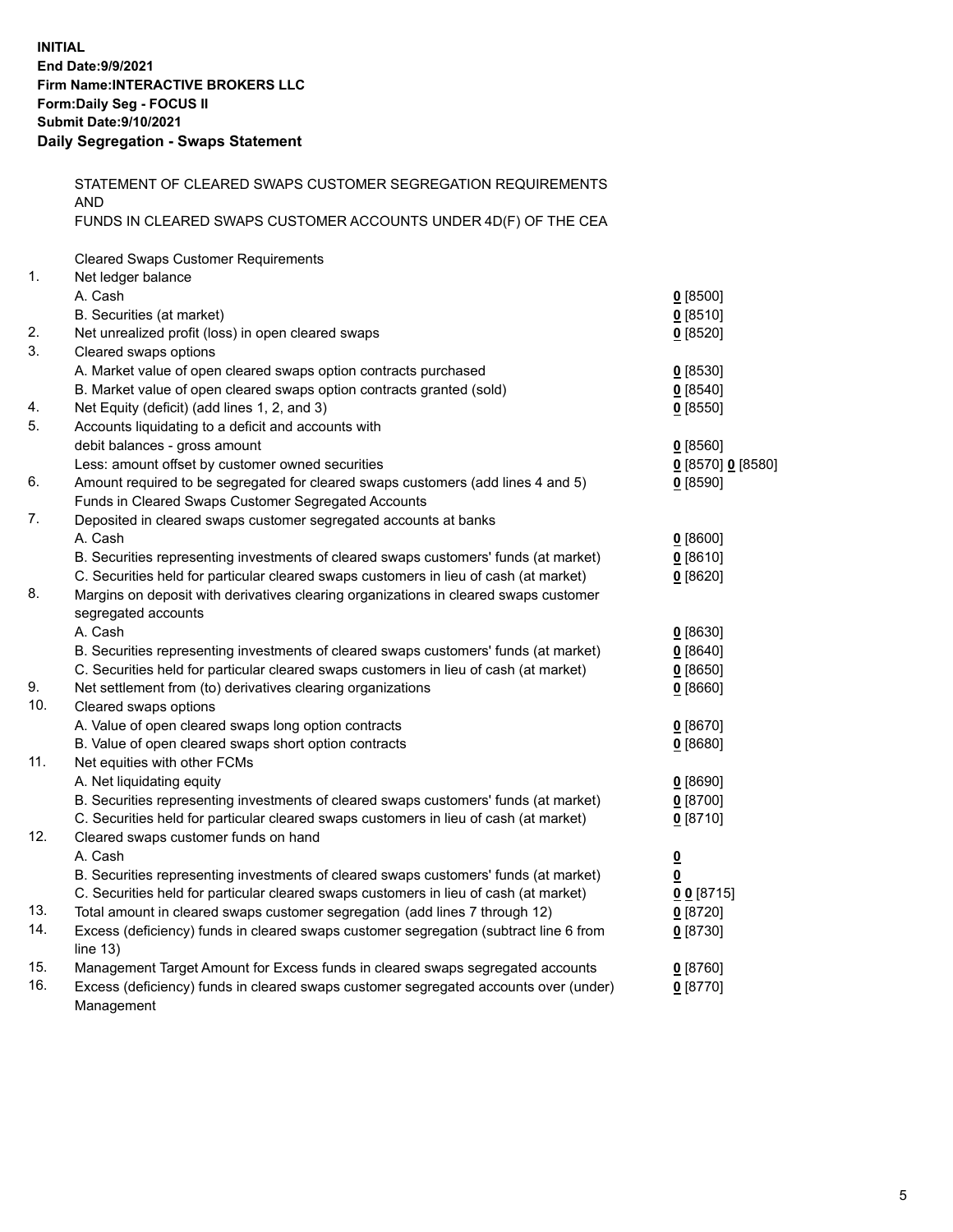**INITIAL**
**End Date:9/9/2021**
**Firm Name:INTERACTIVE BROKERS LLC**
**Form:Daily Seg - FOCUS II**
**Submit Date:9/10/2021**
**Daily Segregation - Swaps Statement**

STATEMENT OF CLEARED SWAPS CUSTOMER SEGREGATION REQUIREMENTS AND FUNDS IN CLEARED SWAPS CUSTOMER ACCOUNTS UNDER 4D(F) OF THE CEA

| | | |
|---|---|---|
| | Cleared Swaps Customer Requirements | |
| 1. | Net ledger balance | |
| | A. Cash | 0 [8500] |
| | B. Securities (at market) | 0 [8510] |
| 2. | Net unrealized profit (loss) in open cleared swaps | 0 [8520] |
| 3. | Cleared swaps options | |
| | A. Market value of open cleared swaps option contracts purchased | 0 [8530] |
| | B. Market value of open cleared swaps option contracts granted (sold) | 0 [8540] |
| 4. | Net Equity (deficit) (add lines 1, 2, and 3) | 0 [8550] |
| 5. | Accounts liquidating to a deficit and accounts with debit balances - gross amount | 0 [8560] |
| | Less: amount offset by customer owned securities | 0 [8570] 0 [8580] |
| 6. | Amount required to be segregated for cleared swaps customers (add lines 4 and 5) | 0 [8590] |
| | Funds in Cleared Swaps Customer Segregated Accounts | |
| 7. | Deposited in cleared swaps customer segregated accounts at banks | |
| | A. Cash | 0 [8600] |
| | B. Securities representing investments of cleared swaps customers' funds (at market) | 0 [8610] |
| | C. Securities held for particular cleared swaps customers in lieu of cash (at market) | 0 [8620] |
| 8. | Margins on deposit with derivatives clearing organizations in cleared swaps customer segregated accounts | |
| | A. Cash | 0 [8630] |
| | B. Securities representing investments of cleared swaps customers' funds (at market) | 0 [8640] |
| | C. Securities held for particular cleared swaps customers in lieu of cash (at market) | 0 [8650] |
| 9. | Net settlement from (to) derivatives clearing organizations | 0 [8660] |
| 10. | Cleared swaps options | |
| | A. Value of open cleared swaps long option contracts | 0 [8670] |
| | B. Value of open cleared swaps short option contracts | 0 [8680] |
| 11. | Net equities with other FCMs | |
| | A. Net liquidating equity | 0 [8690] |
| | B. Securities representing investments of cleared swaps customers' funds (at market) | 0 [8700] |
| | C. Securities held for particular cleared swaps customers in lieu of cash (at market) | 0 [8710] |
| 12. | Cleared swaps customer funds on hand | |
| | A. Cash | 0 |
| | B. Securities representing investments of cleared swaps customers' funds (at market) | 0 |
| | C. Securities held for particular cleared swaps customers in lieu of cash (at market) | 0 0 [8715] |
| 13. | Total amount in cleared swaps customer segregation (add lines 7 through 12) | 0 [8720] |
| 14. | Excess (deficiency) funds in cleared swaps customer segregation (subtract line 6 from line 13) | 0 [8730] |
| 15. | Management Target Amount for Excess funds in cleared swaps segregated accounts | 0 [8760] |
| 16. | Excess (deficiency) funds in cleared swaps customer segregated accounts over (under) Management | 0 [8770] |